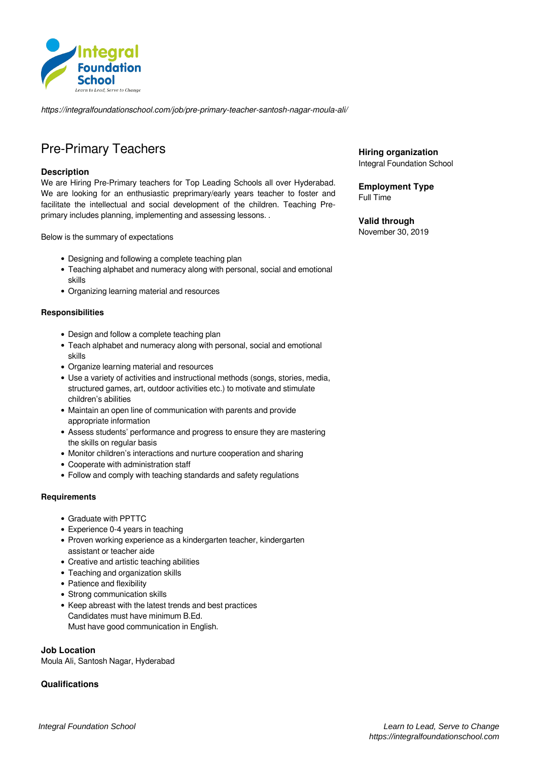*https://integralfoundationschool.com/job/pre-primary-teacher-santosh-nagar-moula-ali/*

# Pre-Primary Teachers

### Description

We are Hiring Pre-Primary teachers for Top Leading Schools all over Hyderabad. We are looking for an enthusiastic preprimary/early years teacher to foster and facilitate the intellectual and social development of the children. Teaching Pre-primary includes planning, implementing and assessing lessons. .

Below is the summary of expectations

- Designing and following a complete teaching plan
- Teaching alphabet and numeracy along with personal, social and emotional skills
- Organizing learning material and resources

**Responsibilities**

- Design and follow a complete teaching plan
- Teach alphabet and numeracy along with personal, social and emotional skills
- Organize learning material and resources
- Use a variety of activities and instructional methods (songs, stories, media, structured games, art, outdoor activities etc.) to motivate and stimulate children's abilities
- Maintain an open line of communication with parents and provide appropriate information
- Assess students' performance and progress to ensure they are mastering the skills on regular basis
- Monitor children's interactions and nurture cooperation and sharing
- Cooperate with administration staff
- Follow and comply with teaching standards and safety regulations

**Requirements**

- Graduate with PPTTC
- Experience 0-4 years in teaching
- Proven working experience as a kindergarten teacher, kindergarten assistant or teacher aide
- Creative and artistic teaching abilities
- Teaching and organization skills
- Patience and flexibility
- Strong communication skills
- Keep abreast with the latest trends and best practices
  Candidates must have minimum B.Ed.
  Must have good communication in English.

### Job Location

Moula Ali, Santosh Nagar, Hyderabad

### Qualifications

### Hiring organization

Integral Foundation School

### Employment Type

Full Time

### Valid through

November 30, 2019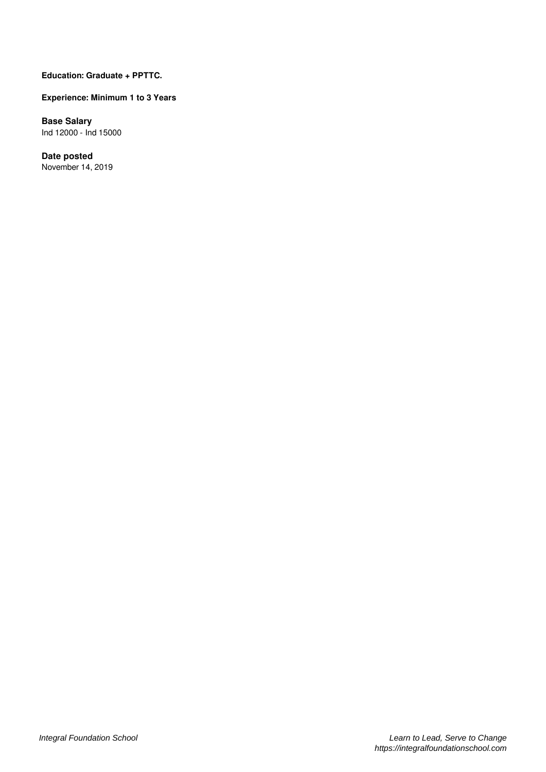**Education: Graduate + PPTTC.**

**Experience: Minimum 1 to 3 Years**

**Base Salary**
Ind 12000 - Ind 15000

**Date posted**
November 14, 2019